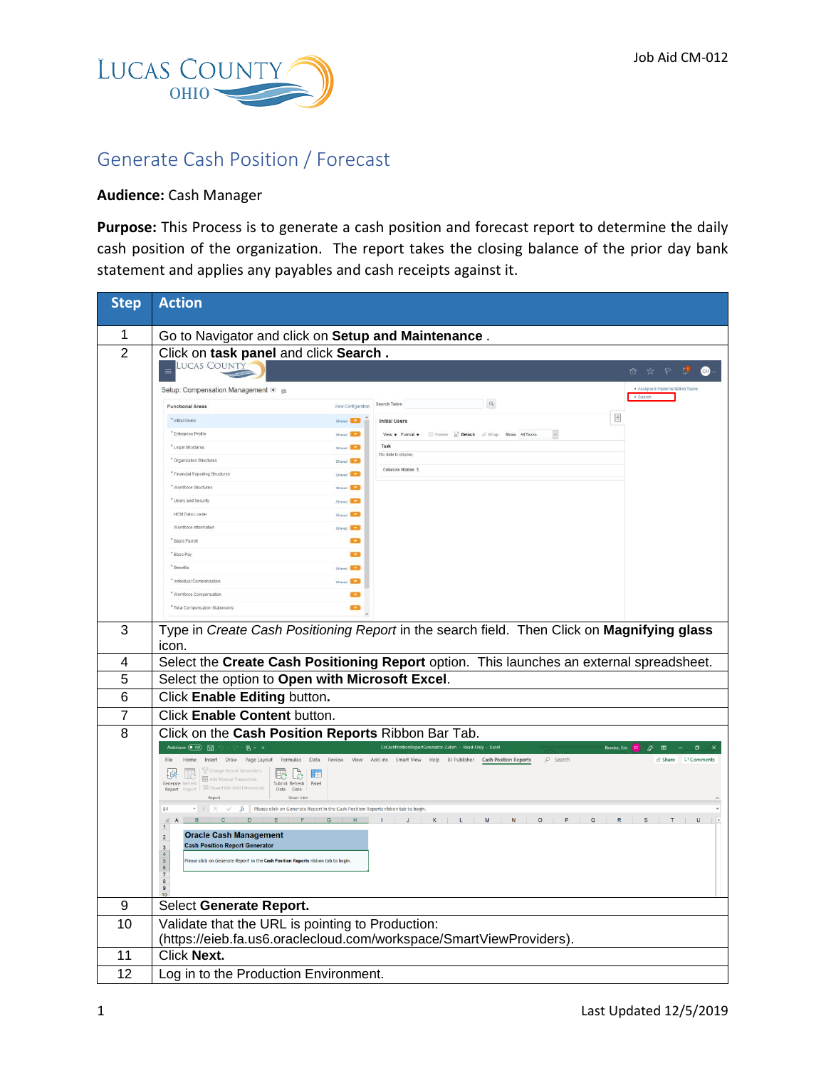Job Aid CM-012

# Generate Cash Position / Forecast

**Audience:** Cash Manager

**Purpose:** This Process is to generate a cash position and forecast report to determine the daily cash position of the organization. The report takes the closing balance of the prior day bank statement and applies any payables and cash receipts against it.

| Step | Action |
|---|---|
| 1 | Go to Navigator and click on **Setup and Maintenance** . |
| 2 | Click on **task panel** and click **Search .** |
| 3 | Type in *Create Cash Positioning Report* in the search field. Then Click on **Magnifying glass** icon. |
| 4 | Select the **Create Cash Positioning Report** option. This launches an external spreadsheet. |
| 5 | Select the option to **Open with Microsoft Excel**. |
| 6 | Click **Enable Editing** button**.** |
| 7 | Click **Enable Content** button. |
| 8 | Click on the **Cash Position Reports** Ribbon Bar Tab. |
| 9 | Select **Generate Report.** |
| 10 | Validate that the URL is pointing to Production: (https://eieb.fa.us6.oraclecloud.com/workspace/SmartViewProviders). |
| 11 | Click **Next.** |
| 12 | Log in to the Production Environment. |

Last Updated 12/5/2019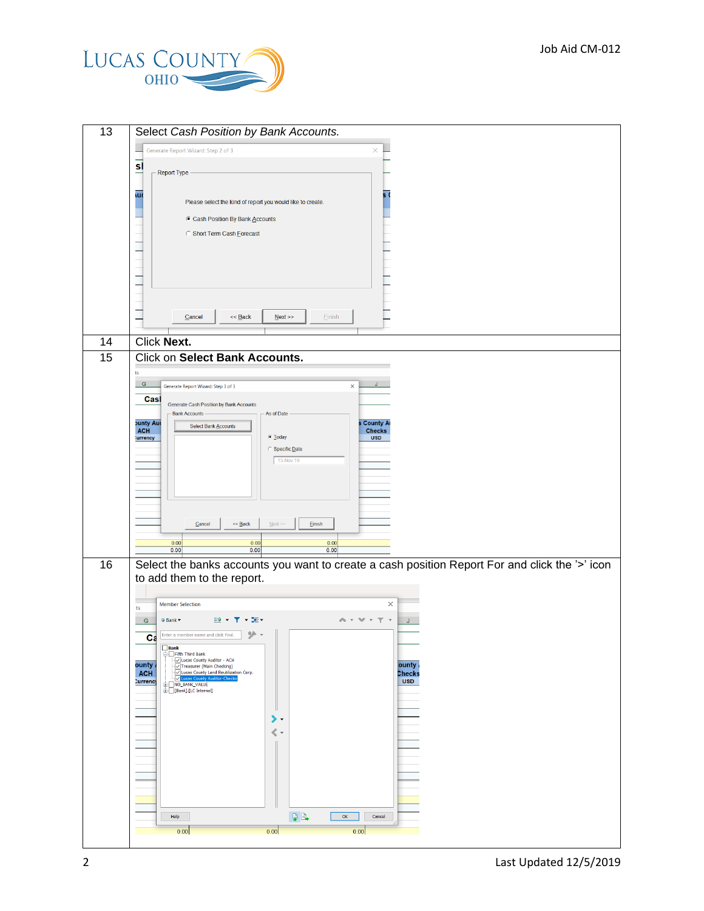| | |
|---|---|
| 13 | Select *Cash Position by Bank Accounts.* |
| 14 | Click **Next.** |
| 15 | Click on **Select Bank Accounts.** |
| 16 | Select the banks accounts you want to create a cash position Report For and click the '>' icon to add them to the report. |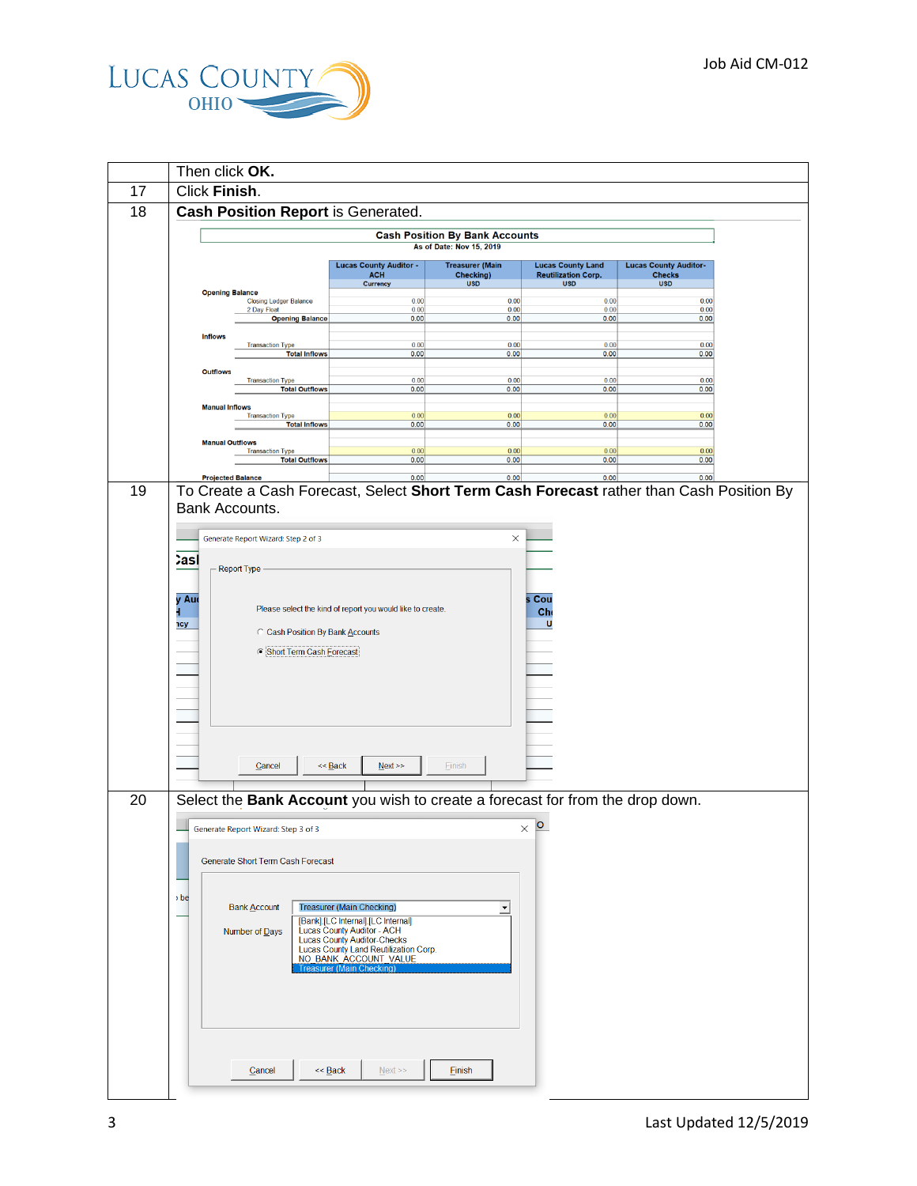| | |
|---|---|
| | Then click **OK.** |
| 17 | Click **Finish**. |
| 18 | **Cash Position Report** is Generated. |
| 19 | To Create a Cash Forecast, Select **Short Term Cash Forecast** rather than Cash Position By Bank Accounts. |
| 20 | Select the **Bank Account** you wish to create a forecast for from the drop down. |

**Cash Position By Bank Accounts**
As of Date: Nov 15, 2019

| | Lucas County Auditor - ACH Currency | Treasurer (Main Checking) USD | Lucas County Land Reutilization Corp. USD | Lucas County Auditor-Checks USD |
|---|---|---|---|---|
| **Opening Balance** | | | | |
| Closing Ledger Balance | 0.00 | 0.00 | 0.00 | 0.00 |
| 2 Day Float | 0.00 | 0.00 | 0.00 | 0.00 |
| **Opening Balance** | 0.00 | 0.00 | 0.00 | 0.00 |
| **Inflows** | | | | |
| Transaction Type | 0.00 | 0.00 | 0.00 | 0.00 |
| **Total Inflows** | 0.00 | 0.00 | 0.00 | 0.00 |
| **Outflows** | | | | |
| Transaction Type | 0.00 | 0.00 | 0.00 | 0.00 |
| **Total Outflows** | 0.00 | 0.00 | 0.00 | 0.00 |
| **Manual Inflows** | | | | |
| Transaction Type | 0.00 | 0.00 | 0.00 | 0.00 |
| **Total Inflows** | 0.00 | 0.00 | 0.00 | 0.00 |
| **Manual Outflows** | | | | |
| Transaction Type | 0.00 | 0.00 | 0.00 | 0.00 |
| **Total Outflows** | 0.00 | 0.00 | 0.00 | 0.00 |
| **Projected Balance** | 0.00 | 0.00 | 0.00 | 0.00 |

Generate Report Wizard: Step 2 of 3

Report Type

Please select the kind of report you would like to create.

- ○ Cash Position By Bank Accounts
- ◉ Short Term Cash Forecast

Cancel | << Back | Next >> | Finish

Generate Report Wizard: Step 3 of 3

Generate Short Term Cash Forecast

Bank Account: Treasurer (Main Checking)

Number of Days

- [Bank] [LC Internal] [LC Internal]
- Lucas County Auditor - ACH
- Lucas County Auditor-Checks
- Lucas County Land Reutilization Corp.
- NO_BANK_ACCOUNT_VALUE
- Treasurer (Main Checking)

Cancel | << Back | Next >> | Finish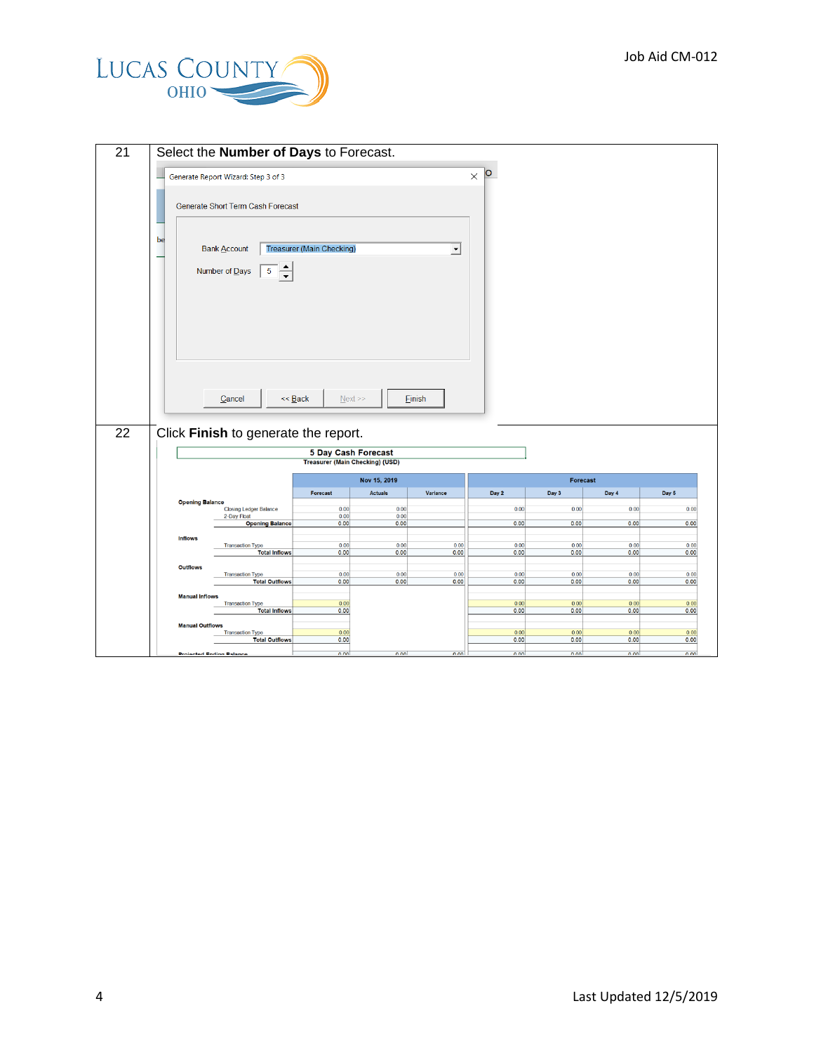| | |
|---|---|
| 21 | Select the **Number of Days** to Forecast. |
| 22 | Click **Finish** to generate the report. |